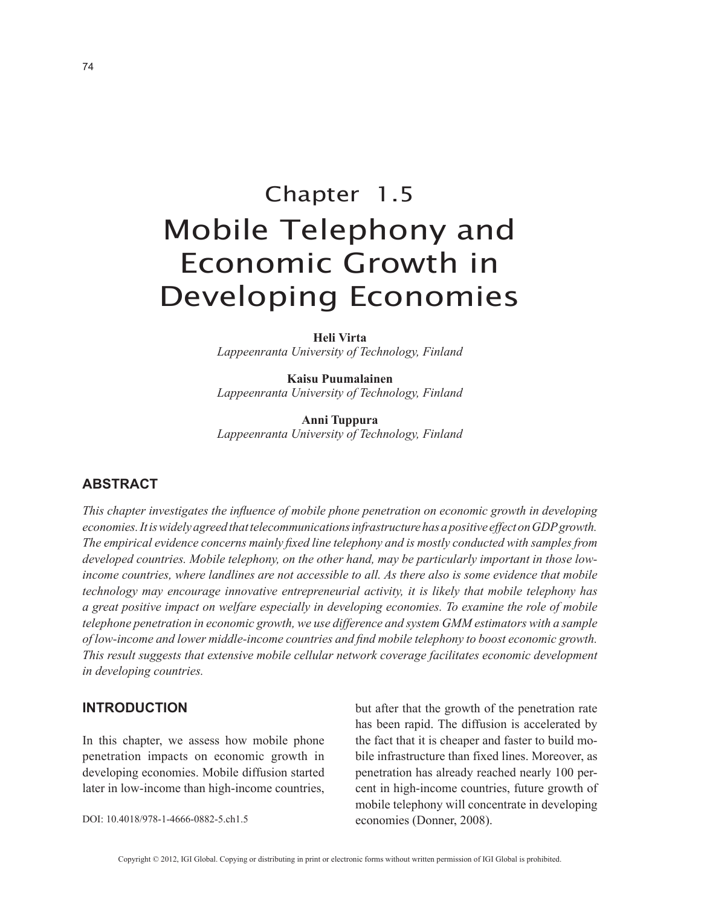# Chapter 1.5
# Mobile Telephony and Economic Growth in Developing Economies

**Heli Virta**
*Lappeenranta University of Technology, Finland*

**Kaisu Puumalainen**
*Lappeenranta University of Technology, Finland*

**Anni Tuppura**
*Lappeenranta University of Technology, Finland*

## ABSTRACT

*This chapter investigates the influence of mobile phone penetration on economic growth in developing economies. It is widely agreed that telecommunications infrastructure has a positive effect on GDP growth. The empirical evidence concerns mainly fixed line telephony and is mostly conducted with samples from developed countries. Mobile telephony, on the other hand, may be particularly important in those low-income countries, where landlines are not accessible to all. As there also is some evidence that mobile technology may encourage innovative entrepreneurial activity, it is likely that mobile telephony has a great positive impact on welfare especially in developing economies. To examine the role of mobile telephone penetration in economic growth, we use difference and system GMM estimators with a sample of low-income and lower middle-income countries and find mobile telephony to boost economic growth. This result suggests that extensive mobile cellular network coverage facilitates economic development in developing countries.*

## INTRODUCTION

In this chapter, we assess how mobile phone penetration impacts on economic growth in developing economies. Mobile diffusion started later in low-income than high-income countries, but after that the growth of the penetration rate has been rapid. The diffusion is accelerated by the fact that it is cheaper and faster to build mobile infrastructure than fixed lines. Moreover, as penetration has already reached nearly 100 percent in high-income countries, future growth of mobile telephony will concentrate in developing economies (Donner, 2008).

DOI: 10.4018/978-1-4666-0882-5.ch1.5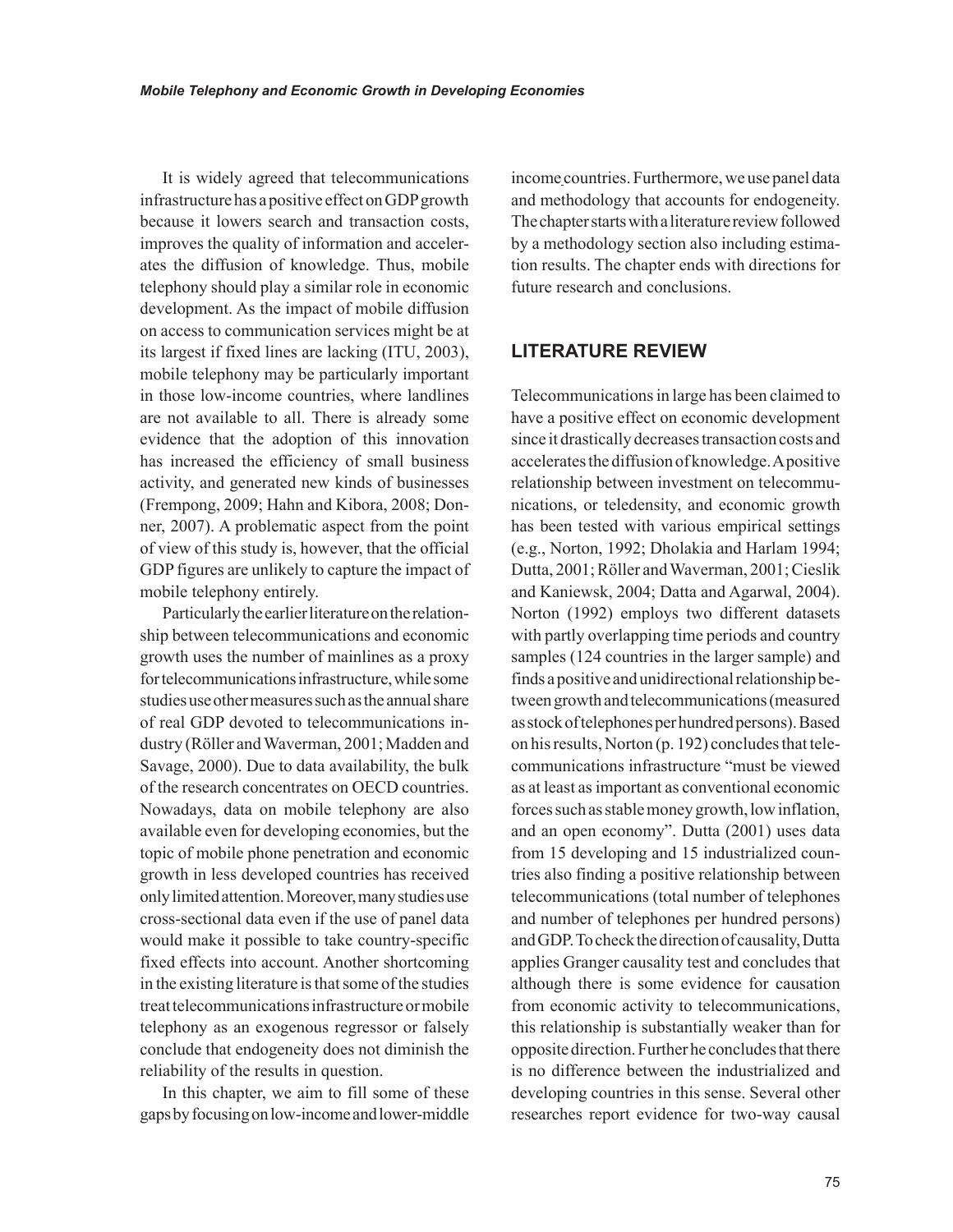It is widely agreed that telecommunications infrastructure has a positive effect on GDP growth because it lowers search and transaction costs, improves the quality of information and accelerates the diffusion of knowledge. Thus, mobile telephony should play a similar role in economic development. As the impact of mobile diffusion on access to communication services might be at its largest if fixed lines are lacking (ITU, 2003), mobile telephony may be particularly important in those low-income countries, where landlines are not available to all. There is already some evidence that the adoption of this innovation has increased the efficiency of small business activity, and generated new kinds of businesses (Frempong, 2009; Hahn and Kibora, 2008; Donner, 2007). A problematic aspect from the point of view of this study is, however, that the official GDP figures are unlikely to capture the impact of mobile telephony entirely.

Particularly the earlier literature on the relationship between telecommunications and economic growth uses the number of mainlines as a proxy for telecommunications infrastructure, while some studies use other measures such as the annual share of real GDP devoted to telecommunications industry (Röller and Waverman, 2001; Madden and Savage, 2000). Due to data availability, the bulk of the research concentrates on OECD countries. Nowadays, data on mobile telephony are also available even for developing economies, but the topic of mobile phone penetration and economic growth in less developed countries has received only limited attention. Moreover, many studies use cross-sectional data even if the use of panel data would make it possible to take country-specific fixed effects into account. Another shortcoming in the existing literature is that some of the studies treat telecommunications infrastructure or mobile telephony as an exogenous regressor or falsely conclude that endogeneity does not diminish the reliability of the results in question.

In this chapter, we aim to fill some of these gaps by focusing on low-income and lower-middle income countries. Furthermore, we use panel data and methodology that accounts for endogeneity. The chapter starts with a literature review followed by a methodology section also including estimation results. The chapter ends with directions for future research and conclusions.

## LITERATURE REVIEW

Telecommunications in large has been claimed to have a positive effect on economic development since it drastically decreases transaction costs and accelerates the diffusion of knowledge. A positive relationship between investment on telecommunications, or teledensity, and economic growth has been tested with various empirical settings (e.g., Norton, 1992; Dholakia and Harlam 1994; Dutta, 2001; Röller and Waverman, 2001; Cieslik and Kaniewsk, 2004; Datta and Agarwal, 2004). Norton (1992) employs two different datasets with partly overlapping time periods and country samples (124 countries in the larger sample) and finds a positive and unidirectional relationship between growth and telecommunications (measured as stock of telephones per hundred persons). Based on his results, Norton (p. 192) concludes that telecommunications infrastructure "must be viewed as at least as important as conventional economic forces such as stable money growth, low inflation, and an open economy". Dutta (2001) uses data from 15 developing and 15 industrialized countries also finding a positive relationship between telecommunications (total number of telephones and number of telephones per hundred persons) and GDP. To check the direction of causality, Dutta applies Granger causality test and concludes that although there is some evidence for causation from economic activity to telecommunications, this relationship is substantially weaker than for opposite direction. Further he concludes that there is no difference between the industrialized and developing countries in this sense. Several other researches report evidence for two-way causal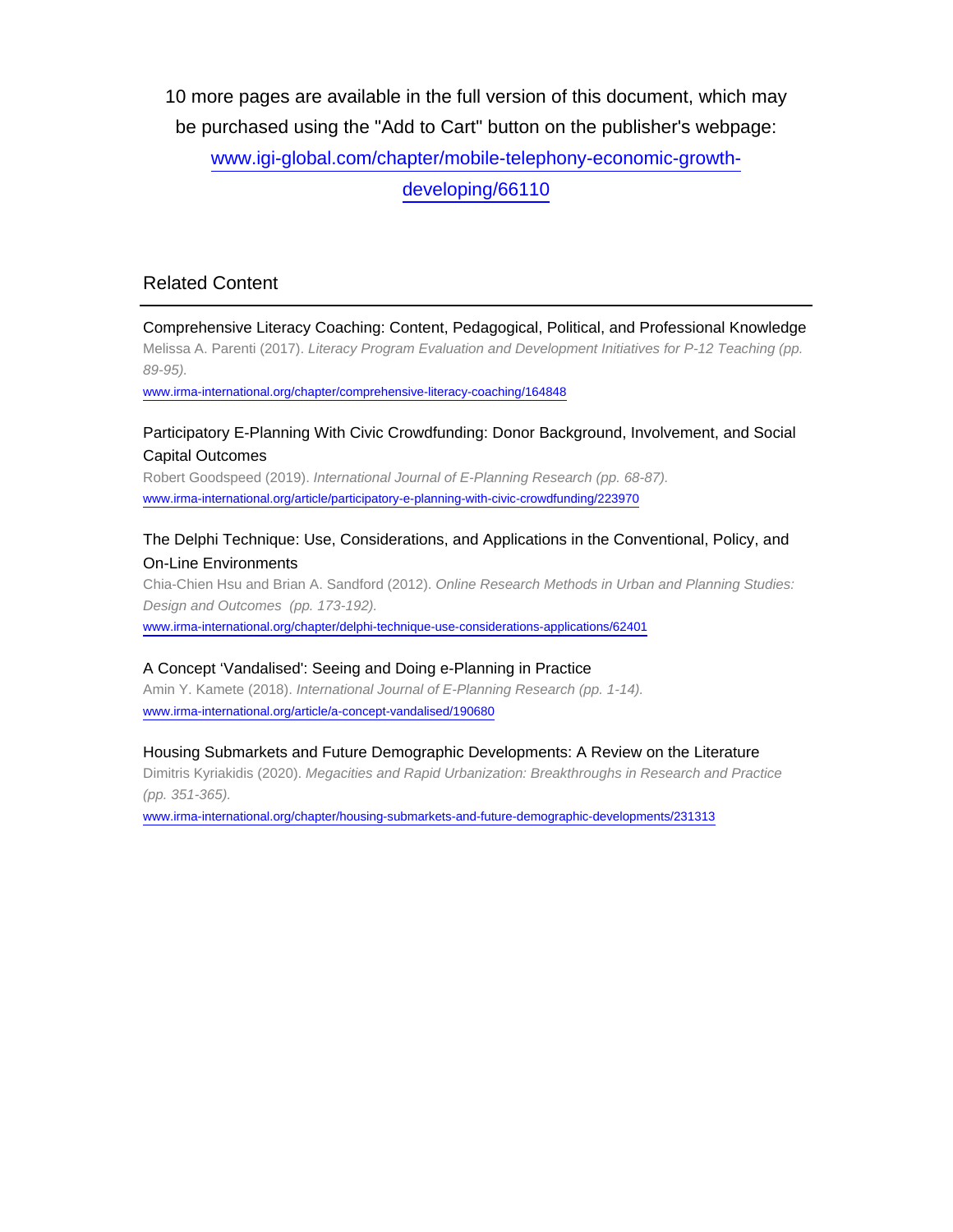10 more pages are available in the full version of this document, which may be purchased using the "Add to Cart" button on the publisher's webpage: www.igi-global.com/chapter/mobile-telephony-economic-growth-developing/66110

## Related Content

Comprehensive Literacy Coaching: Content, Pedagogical, Political, and Professional Knowledge
Melissa A. Parenti (2017). *Literacy Program Evaluation and Development Initiatives for P-12 Teaching (pp. 89-95).*
www.irma-international.org/chapter/comprehensive-literacy-coaching/164848

Participatory E-Planning With Civic Crowdfunding: Donor Background, Involvement, and Social Capital Outcomes
Robert Goodspeed (2019). *International Journal of E-Planning Research (pp. 68-87).*
www.irma-international.org/article/participatory-e-planning-with-civic-crowdfunding/223970

The Delphi Technique: Use, Considerations, and Applications in the Conventional, Policy, and On-Line Environments
Chia-Chien Hsu and Brian A. Sandford (2012). *Online Research Methods in Urban and Planning Studies: Design and Outcomes (pp. 173-192).*
www.irma-international.org/chapter/delphi-technique-use-considerations-applications/62401

A Concept 'Vandalised': Seeing and Doing e-Planning in Practice
Amin Y. Kamete (2018). *International Journal of E-Planning Research (pp. 1-14).*
www.irma-international.org/article/a-concept-vandalised/190680

Housing Submarkets and Future Demographic Developments: A Review on the Literature
Dimitris Kyriakidis (2020). *Megacities and Rapid Urbanization: Breakthroughs in Research and Practice (pp. 351-365).*
www.irma-international.org/chapter/housing-submarkets-and-future-demographic-developments/231313